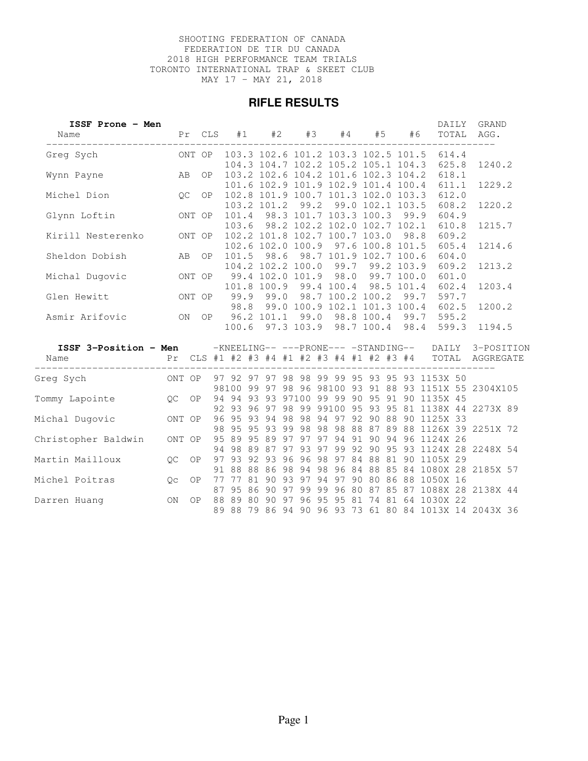SHOOTING FEDERATION OF CANADA
FEDERATION DE TIR DU CANADA
2018 HIGH PERFORMANCE TEAM TRIALS
TORONTO INTERNATIONAL TRAP & SKEET CLUB
MAY 17 - MAY 21, 2018

## RIFLE RESULTS

| **ISSF Prone - Men** Name | Pr | CLS | #1 | #2 | #3 | #4 | #5 | #6 | DAILY TOTAL | GRAND AGG. |
|---|---|---|---|---|---|---|---|---|---|---|
| Greg Sych | ONT | OP | 103.3 | 102.6 | 101.2 | 103.3 | 102.5 | 101.5 | 614.4 | |
| | | | 104.3 | 104.7 | 102.2 | 105.2 | 105.1 | 104.3 | 625.8 | 1240.2 |
| Wynn Payne | AB | OP | 103.2 | 102.6 | 104.2 | 101.6 | 102.3 | 104.2 | 618.1 | |
| | | | 101.6 | 102.9 | 101.9 | 102.9 | 101.4 | 100.4 | 611.1 | 1229.2 |
| Michel Dion | QC | OP | 102.8 | 101.9 | 100.7 | 101.3 | 102.0 | 103.3 | 612.0 | |
| | | | 103.2 | 101.2 | 99.2 | 99.0 | 102.1 | 103.5 | 608.2 | 1220.2 |
| Glynn Loftin | ONT | OP | 101.4 | 98.3 | 101.7 | 103.3 | 100.3 | 99.9 | 604.9 | |
| | | | 103.6 | 98.2 | 102.2 | 102.0 | 102.7 | 102.1 | 610.8 | 1215.7 |
| Kirill Nesterenko | ONT | OP | 102.2 | 101.8 | 102.7 | 100.7 | 103.0 | 98.8 | 609.2 | |
| | | | 102.6 | 102.0 | 100.9 | 97.6 | 100.8 | 101.5 | 605.4 | 1214.6 |
| Sheldon Dobish | AB | OP | 101.5 | 98.6 | 98.7 | 101.9 | 102.7 | 100.6 | 604.0 | |
| | | | 104.2 | 102.2 | 100.0 | 99.7 | 99.2 | 103.9 | 609.2 | 1213.2 |
| Michal Dugovic | ONT | OP | 99.4 | 102.0 | 101.9 | 98.0 | 99.7 | 100.0 | 601.0 | |
| | | | 101.8 | 100.9 | 99.4 | 100.4 | 98.5 | 101.4 | 602.4 | 1203.4 |
| Glen Hewitt | ONT | OP | 99.9 | 99.0 | 98.7 | 100.2 | 100.2 | 99.7 | 597.7 | |
| | | | 98.8 | 99.0 | 100.9 | 102.1 | 101.3 | 100.4 | 602.5 | 1200.2 |
| Asmir Arifovic | ON | OP | 96.2 | 101.1 | 99.0 | 98.8 | 100.4 | 99.7 | 595.2 | |
| | | | 100.6 | 97.3 | 103.9 | 98.7 | 100.4 | 98.4 | 599.3 | 1194.5 |

| **ISSF 3-Position - Men** Name | Pr | CLS | KNEELING #1 | #2 | #3 | #4 | PRONE #1 | #2 | #3 | #4 | STANDING #1 | #2 | #3 | #4 | DAILY TOTAL | 3-POSITION AGGREGATE |
|---|---|---|---|---|---|---|---|---|---|---|---|---|---|---|---|---|
| Greg Sych | ONT | OP | 97 | 92 | 97 | 97 | 98 | 98 | 99 | 99 | 95 | 93 | 95 | 93 | 1153X 50 | |
| | | | 98 | 100 | 99 | 97 | 98 | 96 | 98 | 100 | 93 | 91 | 88 | 93 | 1151X 55 | 2304X105 |
| Tommy Lapointe | QC | OP | 94 | 94 | 93 | 93 | 97 | 100 | 99 | 99 | 90 | 95 | 91 | 90 | 1135X 45 | |
| | | | 92 | 93 | 96 | 97 | 98 | 99 | 99 | 100 | 95 | 93 | 95 | 81 | 1138X 44 | 2273X 89 |
| Michal Dugovic | ONT | OP | 96 | 95 | 93 | 94 | 98 | 98 | 94 | 97 | 92 | 90 | 88 | 90 | 1125X 33 | |
| | | | 98 | 95 | 95 | 93 | 99 | 98 | 98 | 98 | 88 | 87 | 89 | 88 | 1126X 39 | 2251X 72 |
| Christopher Baldwin | ONT | OP | 95 | 89 | 95 | 89 | 97 | 97 | 97 | 94 | 91 | 90 | 94 | 96 | 1124X 26 | |
| | | | 94 | 98 | 89 | 87 | 97 | 93 | 97 | 99 | 92 | 90 | 95 | 93 | 1124X 28 | 2248X 54 |
| Martin Mailloux | QC | OP | 97 | 93 | 92 | 93 | 96 | 96 | 98 | 97 | 84 | 88 | 81 | 90 | 1105X 29 | |
| | | | 91 | 88 | 88 | 86 | 98 | 94 | 98 | 96 | 84 | 88 | 85 | 84 | 1080X 28 | 2185X 57 |
| Michel Poitras | Qc | OP | 77 | 77 | 81 | 90 | 93 | 97 | 94 | 97 | 90 | 80 | 86 | 88 | 1050X 16 | |
| | | | 87 | 95 | 86 | 90 | 97 | 99 | 99 | 96 | 80 | 87 | 85 | 87 | 1088X 28 | 2138X 44 |
| Darren Huang | ON | OP | 88 | 89 | 80 | 90 | 97 | 96 | 95 | 95 | 81 | 74 | 81 | 64 | 1030X 22 | |
| | | | 89 | 88 | 79 | 86 | 94 | 90 | 96 | 93 | 73 | 61 | 80 | 84 | 1013X 14 | 2043X 36 |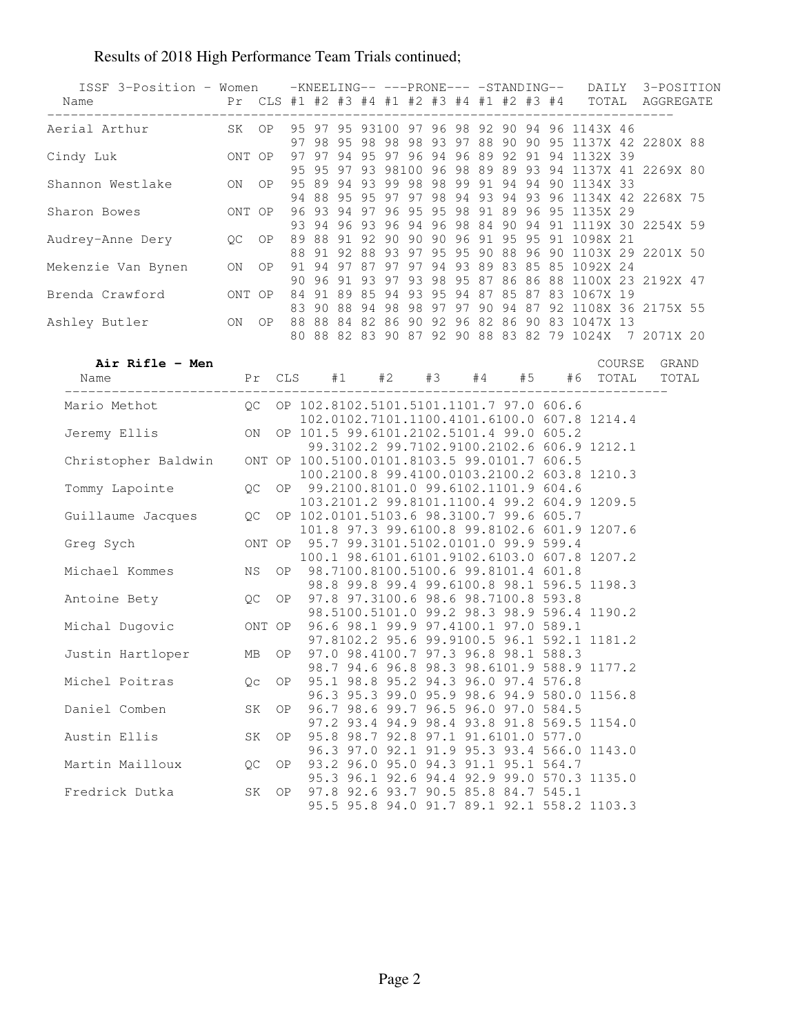Results of 2018 High Performance Team Trials continued;

| ISSF 3-Position - Women Name | Pr | CLS | KNEELING #1 | #2 | #3 | #4 | PRONE #1 | #2 | #3 | #4 | STANDING #1 | #2 | #3 | #4 | DAILY TOTAL | 3-POSITION AGGREGATE |
|---|---|---|---|---|---|---|---|---|---|---|---|---|---|---|---|---|
| Aerial Arthur | SK | OP | 95 | 97 | 95 | 93 | 100 | 97 | 96 | 98 | 92 | 90 | 94 | 96 | 1143X 46 | |
| | | | 97 | 98 | 95 | 98 | 98 | 98 | 93 | 97 | 88 | 90 | 90 | 95 | 1137X 42 | 2280X 88 |
| Cindy Luk | ONT | OP | 97 | 97 | 94 | 95 | 97 | 96 | 94 | 96 | 89 | 92 | 91 | 94 | 1132X 39 | |
| | | | 95 | 95 | 97 | 93 | 98 | 100 | 96 | 98 | 89 | 89 | 93 | 94 | 1137X 41 | 2269X 80 |
| Shannon Westlake | ON | OP | 95 | 89 | 94 | 93 | 99 | 98 | 98 | 99 | 91 | 94 | 94 | 90 | 1134X 33 | |
| | | | 94 | 88 | 95 | 95 | 97 | 97 | 98 | 94 | 93 | 94 | 93 | 96 | 1134X 42 | 2268X 75 |
| Sharon Bowes | ONT | OP | 96 | 93 | 94 | 97 | 96 | 95 | 95 | 98 | 91 | 89 | 96 | 95 | 1135X 29 | |
| | | | 93 | 94 | 96 | 93 | 96 | 94 | 96 | 98 | 84 | 90 | 94 | 91 | 1119X 30 | 2254X 59 |
| Audrey-Anne Dery | QC | OP | 89 | 88 | 91 | 92 | 90 | 90 | 90 | 96 | 91 | 95 | 95 | 91 | 1098X 21 | |
| | | | 88 | 91 | 92 | 88 | 93 | 97 | 95 | 95 | 90 | 88 | 96 | 90 | 1103X 29 | 2201X 50 |
| Mekenzie Van Bynen | ON | OP | 91 | 94 | 97 | 87 | 97 | 97 | 94 | 93 | 89 | 83 | 85 | 85 | 1092X 24 | |
| | | | 90 | 96 | 91 | 93 | 97 | 93 | 98 | 95 | 87 | 86 | 86 | 88 | 1100X 23 | 2192X 47 |
| Brenda Crawford | ONT | OP | 84 | 91 | 89 | 85 | 94 | 93 | 95 | 94 | 87 | 85 | 87 | 83 | 1067X 19 | |
| | | | 83 | 90 | 88 | 94 | 98 | 98 | 97 | 97 | 90 | 94 | 87 | 92 | 1108X 36 | 2175X 55 |
| Ashley Butler | ON | OP | 88 | 88 | 84 | 82 | 86 | 90 | 92 | 96 | 82 | 86 | 90 | 83 | 1047X 13 | |
| | | | 80 | 88 | 82 | 83 | 90 | 87 | 92 | 90 | 88 | 83 | 82 | 79 | 1024X 7 | 2071X 20 |

**Air Rifle - Men**

| Name | Pr | CLS | #1 | #2 | #3 | #4 | #5 | #6 | COURSE TOTAL | GRAND TOTAL |
|---|---|---|---|---|---|---|---|---|---|---|
| Mario Methot | QC | OP | 102.8 | 102.5 | 101.5 | 101.1 | 101.7 | 97.0 | 606.6 | |
| | | | 102.0 | 102.7 | 101.1 | 100.4 | 101.6 | 100.0 | 607.8 | 1214.4 |
| Jeremy Ellis | ON | OP | 101.5 | 99.6 | 101.2 | 102.5 | 101.4 | 99.0 | 605.2 | |
| | | | 99.3 | 102.2 | 99.7 | 102.9 | 100.2 | 102.6 | 606.9 | 1212.1 |
| Christopher Baldwin | ONT | OP | 100.5 | 100.0 | 101.8 | 103.5 | 99.0 | 101.7 | 606.5 | |
| | | | 100.2 | 100.8 | 99.4 | 100.0 | 103.2 | 100.2 | 603.8 | 1210.3 |
| Tommy Lapointe | QC | OP | 99.2 | 100.8 | 101.0 | 99.6 | 102.1 | 101.9 | 604.6 | |
| | | | 103.2 | 101.2 | 99.8 | 101.1 | 100.4 | 99.2 | 604.9 | 1209.5 |
| Guillaume Jacques | QC | OP | 102.0 | 101.5 | 103.6 | 98.3 | 100.7 | 99.6 | 605.7 | |
| | | | 101.8 | 97.3 | 99.6 | 100.8 | 99.8 | 102.6 | 601.9 | 1207.6 |
| Greg Sych | ONT | OP | 95.7 | 99.3 | 101.5 | 102.0 | 101.0 | 99.9 | 599.4 | |
| | | | 100.1 | 98.6 | 101.6 | 101.9 | 102.6 | 103.0 | 607.8 | 1207.2 |
| Michael Kommes | NS | OP | 98.7 | 100.8 | 100.5 | 100.6 | 99.8 | 101.4 | 601.8 | |
| | | | 98.8 | 99.8 | 99.4 | 99.6 | 100.8 | 98.1 | 596.5 | 1198.3 |
| Antoine Bety | QC | OP | 97.8 | 97.3 | 100.6 | 98.6 | 98.7 | 100.8 | 593.8 | |
| | | | 98.5 | 100.5 | 101.0 | 99.2 | 98.3 | 98.9 | 596.4 | 1190.2 |
| Michal Dugovic | ONT | OP | 96.6 | 98.1 | 99.9 | 97.4 | 100.1 | 97.0 | 589.1 | |
| | | | 97.8 | 102.2 | 95.6 | 99.9 | 100.5 | 96.1 | 592.1 | 1181.2 |
| Justin Hartloper | MB | OP | 97.0 | 98.4 | 100.7 | 97.3 | 96.8 | 98.1 | 588.3 | |
| | | | 98.7 | 94.6 | 96.8 | 98.3 | 98.6 | 101.9 | 588.9 | 1177.2 |
| Michel Poitras | Qc | OP | 95.1 | 98.8 | 95.2 | 94.3 | 96.0 | 97.4 | 576.8 | |
| | | | 96.3 | 95.3 | 99.0 | 95.9 | 98.6 | 94.9 | 580.0 | 1156.8 |
| Daniel Comben | SK | OP | 96.7 | 98.6 | 99.7 | 96.5 | 96.0 | 97.0 | 584.5 | |
| | | | 97.2 | 93.4 | 94.9 | 98.4 | 93.8 | 91.8 | 569.5 | 1154.0 |
| Austin Ellis | SK | OP | 95.8 | 98.7 | 92.8 | 97.1 | 91.6 | 101.0 | 577.0 | |
| | | | 96.3 | 97.0 | 92.1 | 91.9 | 95.3 | 93.4 | 566.0 | 1143.0 |
| Martin Mailloux | QC | OP | 93.2 | 96.0 | 95.0 | 94.3 | 91.1 | 95.1 | 564.7 | |
| | | | 95.3 | 96.1 | 92.6 | 94.4 | 92.9 | 99.0 | 570.3 | 1135.0 |
| Fredrick Dutka | SK | OP | 97.8 | 92.6 | 93.7 | 90.5 | 85.8 | 84.7 | 545.1 | |
| | | | 95.5 | 95.8 | 94.0 | 91.7 | 89.1 | 92.1 | 558.2 | 1103.3 |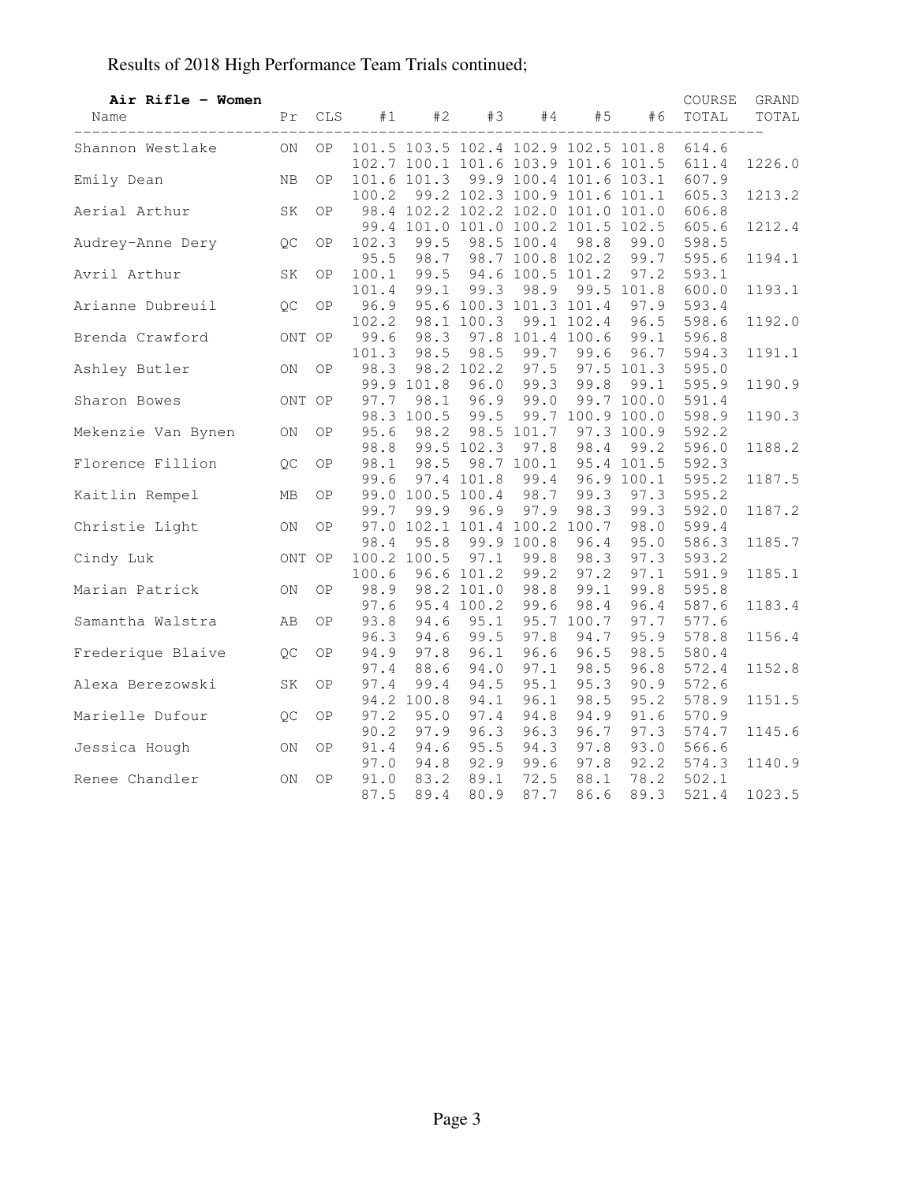Results of 2018 High Performance Team Trials continued;

**Air Rifle – Women**

| Name | Pr | CLS | #1 | #2 | #3 | #4 | #5 | #6 | COURSE TOTAL | GRAND TOTAL |
|---|---|---|---|---|---|---|---|---|---|---|
| Shannon Westlake | ON | OP | 101.5 | 103.5 | 102.4 | 102.9 | 102.5 | 101.8 | 614.6 | |
| | | | 102.7 | 100.1 | 101.6 | 103.9 | 101.6 | 101.5 | 611.4 | 1226.0 |
| Emily Dean | NB | OP | 101.6 | 101.3 | 99.9 | 100.4 | 101.6 | 103.1 | 607.9 | |
| | | | 100.2 | 99.2 | 102.3 | 100.9 | 101.6 | 101.1 | 605.3 | 1213.2 |
| Aerial Arthur | SK | OP | 98.4 | 102.2 | 102.2 | 102.0 | 101.0 | 101.0 | 606.8 | |
| | | | 99.4 | 101.0 | 101.0 | 100.2 | 101.5 | 102.5 | 605.6 | 1212.4 |
| Audrey-Anne Dery | QC | OP | 102.3 | 99.5 | 98.5 | 100.4 | 98.8 | 99.0 | 598.5 | |
| | | | 95.5 | 98.7 | 98.7 | 100.8 | 102.2 | 99.7 | 595.6 | 1194.1 |
| Avril Arthur | SK | OP | 100.1 | 99.5 | 94.6 | 100.5 | 101.2 | 97.2 | 593.1 | |
| | | | 101.4 | 99.1 | 99.3 | 98.9 | 99.5 | 101.8 | 600.0 | 1193.1 |
| Arianne Dubreuil | QC | OP | 96.9 | 95.6 | 100.3 | 101.3 | 101.4 | 97.9 | 593.4 | |
| | | | 102.2 | 98.1 | 100.3 | 99.1 | 102.4 | 96.5 | 598.6 | 1192.0 |
| Brenda Crawford | ONT | OP | 99.6 | 98.3 | 97.8 | 101.4 | 100.6 | 99.1 | 596.8 | |
| | | | 101.3 | 98.5 | 98.5 | 99.7 | 99.6 | 96.7 | 594.3 | 1191.1 |
| Ashley Butler | ON | OP | 98.3 | 98.2 | 102.2 | 97.5 | 97.5 | 101.3 | 595.0 | |
| | | | 99.9 | 101.8 | 96.0 | 99.3 | 99.8 | 99.1 | 595.9 | 1190.9 |
| Sharon Bowes | ONT | OP | 97.7 | 98.1 | 96.9 | 99.0 | 99.7 | 100.0 | 591.4 | |
| | | | 98.3 | 100.5 | 99.5 | 99.7 | 100.9 | 100.0 | 598.9 | 1190.3 |
| Mekenzie Van Bynen | ON | OP | 95.6 | 98.2 | 98.5 | 101.7 | 97.3 | 100.9 | 592.2 | |
| | | | 98.8 | 99.5 | 102.3 | 97.8 | 98.4 | 99.2 | 596.0 | 1188.2 |
| Florence Fillion | QC | OP | 98.1 | 98.5 | 98.7 | 100.1 | 95.4 | 101.5 | 592.3 | |
| | | | 99.6 | 97.4 | 101.8 | 99.4 | 96.9 | 100.1 | 595.2 | 1187.5 |
| Kaitlin Rempel | MB | OP | 99.0 | 100.5 | 100.4 | 98.7 | 99.3 | 97.3 | 595.2 | |
| | | | 99.7 | 99.9 | 96.9 | 97.9 | 98.3 | 99.3 | 592.0 | 1187.2 |
| Christie Light | ON | OP | 97.0 | 102.1 | 101.4 | 100.2 | 100.7 | 98.0 | 599.4 | |
| | | | 98.4 | 95.8 | 99.9 | 100.8 | 96.4 | 95.0 | 586.3 | 1185.7 |
| Cindy Luk | ONT | OP | 100.2 | 100.5 | 97.1 | 99.8 | 98.3 | 97.3 | 593.2 | |
| | | | 100.6 | 96.6 | 101.2 | 99.2 | 97.2 | 97.1 | 591.9 | 1185.1 |
| Marian Patrick | ON | OP | 98.9 | 98.2 | 101.0 | 98.8 | 99.1 | 99.8 | 595.8 | |
| | | | 97.6 | 95.4 | 100.2 | 99.6 | 98.4 | 96.4 | 587.6 | 1183.4 |
| Samantha Walstra | AB | OP | 93.8 | 94.6 | 95.1 | 95.7 | 100.7 | 97.7 | 577.6 | |
| | | | 96.3 | 94.6 | 99.5 | 97.8 | 94.7 | 95.9 | 578.8 | 1156.4 |
| Frederique Blaive | QC | OP | 94.9 | 97.8 | 96.1 | 96.6 | 96.5 | 98.5 | 580.4 | |
| | | | 97.4 | 88.6 | 94.0 | 97.1 | 98.5 | 96.8 | 572.4 | 1152.8 |
| Alexa Berezowski | SK | OP | 97.4 | 99.4 | 94.5 | 95.1 | 95.3 | 90.9 | 572.6 | |
| | | | 94.2 | 100.8 | 94.1 | 96.1 | 98.5 | 95.2 | 578.9 | 1151.5 |
| Marielle Dufour | QC | OP | 97.2 | 95.0 | 97.4 | 94.8 | 94.9 | 91.6 | 570.9 | |
| | | | 90.2 | 97.9 | 96.3 | 96.3 | 96.7 | 97.3 | 574.7 | 1145.6 |
| Jessica Hough | ON | OP | 91.4 | 94.6 | 95.5 | 94.3 | 97.8 | 93.0 | 566.6 | |
| | | | 97.0 | 94.8 | 92.9 | 99.6 | 97.8 | 92.2 | 574.3 | 1140.9 |
| Renee Chandler | ON | OP | 91.0 | 83.2 | 89.1 | 72.5 | 88.1 | 78.2 | 502.1 | |
| | | | 87.5 | 89.4 | 80.9 | 87.7 | 86.6 | 89.3 | 521.4 | 1023.5 |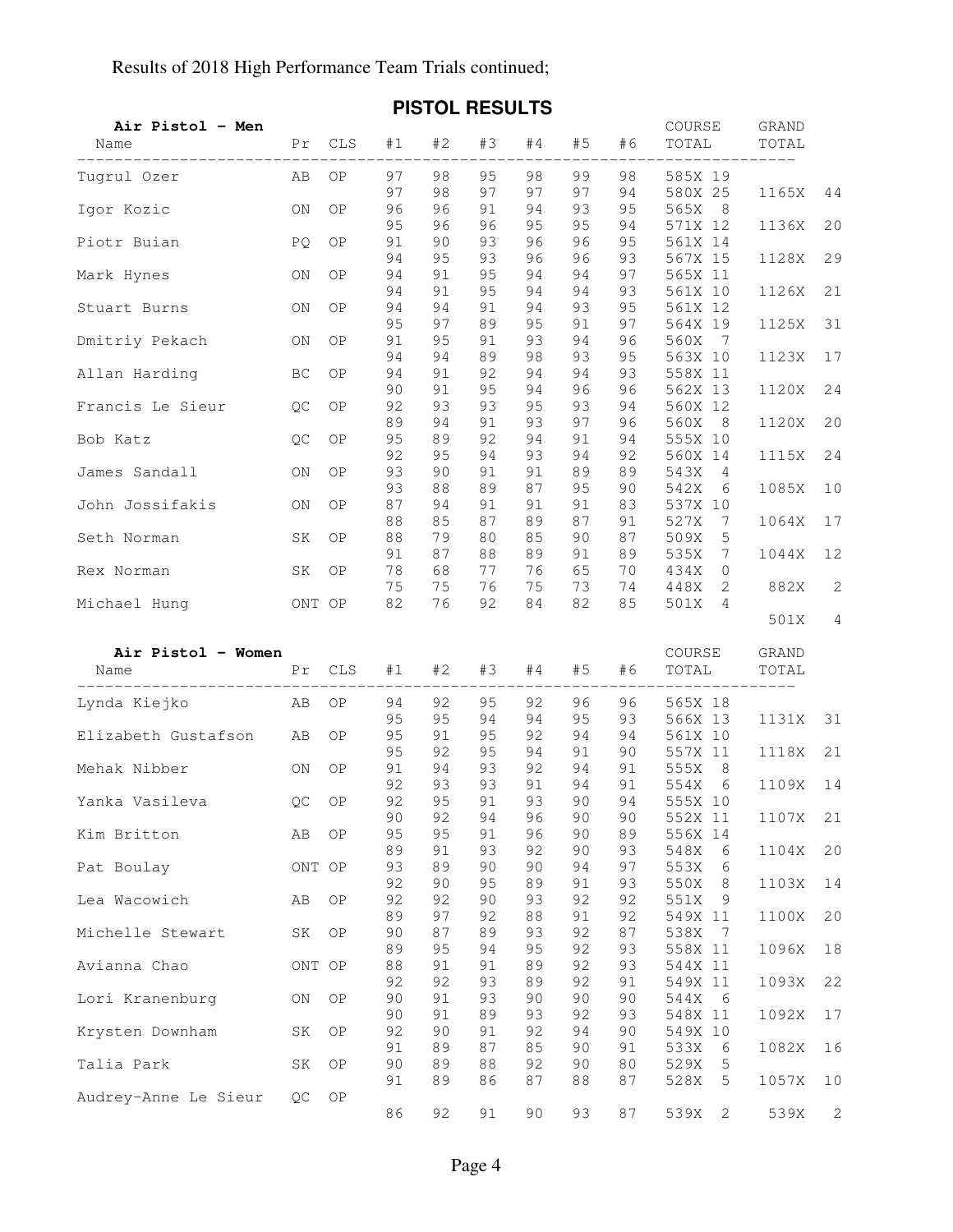Results of 2018 High Performance Team Trials continued;

## PISTOL RESULTS

### Air Pistol – Men

| Name | Pr | CLS | #1 | #2 | #3 | #4 | #5 | #6 | COURSE TOTAL | GRAND TOTAL | |
|---|---|---|---|---|---|---|---|---|---|---|---|
| Tugrul Ozer | AB | OP | 97 | 98 | 95 | 98 | 99 | 98 | 585X 19 | | |
| | | | 97 | 98 | 97 | 97 | 97 | 94 | 580X 25 | 1165X | 44 |
| Igor Kozic | ON | OP | 96 | 96 | 91 | 94 | 93 | 95 | 565X 8 | | |
| | | | 95 | 96 | 96 | 95 | 95 | 94 | 571X 12 | 1136X | 20 |
| Piotr Buian | PQ | OP | 91 | 90 | 93 | 96 | 96 | 95 | 561X 14 | | |
| | | | 94 | 95 | 93 | 96 | 96 | 93 | 567X 15 | 1128X | 29 |
| Mark Hynes | ON | OP | 94 | 91 | 95 | 94 | 94 | 97 | 565X 11 | | |
| | | | 94 | 91 | 95 | 94 | 94 | 93 | 561X 10 | 1126X | 21 |
| Stuart Burns | ON | OP | 94 | 94 | 91 | 94 | 93 | 95 | 561X 12 | | |
| | | | 95 | 97 | 89 | 95 | 91 | 97 | 564X 19 | 1125X | 31 |
| Dmitriy Pekach | ON | OP | 91 | 95 | 91 | 93 | 94 | 96 | 560X 7 | | |
| | | | 94 | 94 | 89 | 98 | 93 | 95 | 563X 10 | 1123X | 17 |
| Allan Harding | BC | OP | 94 | 91 | 92 | 94 | 94 | 93 | 558X 11 | | |
| | | | 90 | 91 | 95 | 94 | 96 | 96 | 562X 13 | 1120X | 24 |
| Francis Le Sieur | QC | OP | 92 | 93 | 93 | 95 | 93 | 94 | 560X 12 | | |
| | | | 89 | 94 | 91 | 93 | 97 | 96 | 560X 8 | 1120X | 20 |
| Bob Katz | QC | OP | 95 | 89 | 92 | 94 | 91 | 94 | 555X 10 | | |
| | | | 92 | 95 | 94 | 93 | 94 | 92 | 560X 14 | 1115X | 24 |
| James Sandall | ON | OP | 93 | 90 | 91 | 91 | 89 | 89 | 543X 4 | | |
| | | | 93 | 88 | 89 | 87 | 95 | 90 | 542X 6 | 1085X | 10 |
| John Jossifakis | ON | OP | 87 | 94 | 91 | 91 | 91 | 83 | 537X 10 | | |
| | | | 88 | 85 | 87 | 89 | 87 | 91 | 527X 7 | 1064X | 17 |
| Seth Norman | SK | OP | 88 | 79 | 80 | 85 | 90 | 87 | 509X 5 | | |
| | | | 91 | 87 | 88 | 89 | 91 | 89 | 535X 7 | 1044X | 12 |
| Rex Norman | SK | OP | 78 | 68 | 77 | 76 | 65 | 70 | 434X 0 | | |
| | | | 75 | 75 | 76 | 75 | 73 | 74 | 448X 2 | 882X | 2 |
| Michael Hung | ONT | OP | 82 | 76 | 92 | 84 | 82 | 85 | 501X 4 | | |
| | | | | | | | | | | 501X | 4 |

### Air Pistol – Women

| Name | Pr | CLS | #1 | #2 | #3 | #4 | #5 | #6 | COURSE TOTAL | GRAND TOTAL | |
|---|---|---|---|---|---|---|---|---|---|---|---|
| Lynda Kiejko | AB | OP | 94 | 92 | 95 | 92 | 96 | 96 | 565X 18 | | |
| | | | 95 | 95 | 94 | 94 | 95 | 93 | 566X 13 | 1131X | 31 |
| Elizabeth Gustafson | AB | OP | 95 | 91 | 95 | 92 | 94 | 94 | 561X 10 | | |
| | | | 95 | 92 | 95 | 94 | 91 | 90 | 557X 11 | 1118X | 21 |
| Mehak Nibber | ON | OP | 91 | 94 | 93 | 92 | 94 | 91 | 555X 8 | | |
| | | | 92 | 93 | 93 | 91 | 94 | 91 | 554X 6 | 1109X | 14 |
| Yanka Vasileva | QC | OP | 92 | 95 | 91 | 93 | 90 | 94 | 555X 10 | | |
| | | | 90 | 92 | 94 | 96 | 90 | 90 | 552X 11 | 1107X | 21 |
| Kim Britton | AB | OP | 95 | 95 | 91 | 96 | 90 | 89 | 556X 14 | | |
| | | | 89 | 91 | 93 | 92 | 90 | 93 | 548X 6 | 1104X | 20 |
| Pat Boulay | ONT | OP | 93 | 89 | 90 | 90 | 94 | 97 | 553X 6 | | |
| | | | 92 | 90 | 95 | 89 | 91 | 93 | 550X 8 | 1103X | 14 |
| Lea Wacowich | AB | OP | 92 | 92 | 90 | 93 | 92 | 92 | 551X 9 | | |
| | | | 89 | 97 | 92 | 88 | 91 | 92 | 549X 11 | 1100X | 20 |
| Michelle Stewart | SK | OP | 90 | 87 | 89 | 93 | 92 | 87 | 538X 7 | | |
| | | | 89 | 95 | 94 | 95 | 92 | 93 | 558X 11 | 1096X | 18 |
| Avianna Chao | ONT | OP | 88 | 91 | 91 | 89 | 92 | 93 | 544X 11 | | |
| | | | 92 | 92 | 93 | 89 | 92 | 91 | 549X 11 | 1093X | 22 |
| Lori Kranenburg | ON | OP | 90 | 91 | 93 | 90 | 90 | 90 | 544X 6 | | |
| | | | 90 | 91 | 89 | 93 | 92 | 93 | 548X 11 | 1092X | 17 |
| Krysten Downham | SK | OP | 92 | 90 | 91 | 92 | 94 | 90 | 549X 10 | | |
| | | | 91 | 89 | 87 | 85 | 90 | 91 | 533X 6 | 1082X | 16 |
| Talia Park | SK | OP | 90 | 89 | 88 | 92 | 90 | 80 | 529X 5 | | |
| | | | 91 | 89 | 86 | 87 | 88 | 87 | 528X 5 | 1057X | 10 |
| Audrey-Anne Le Sieur | QC | OP | | | | | | | | | |
| | | | 86 | 92 | 91 | 90 | 93 | 87 | 539X 2 | 539X | 2 |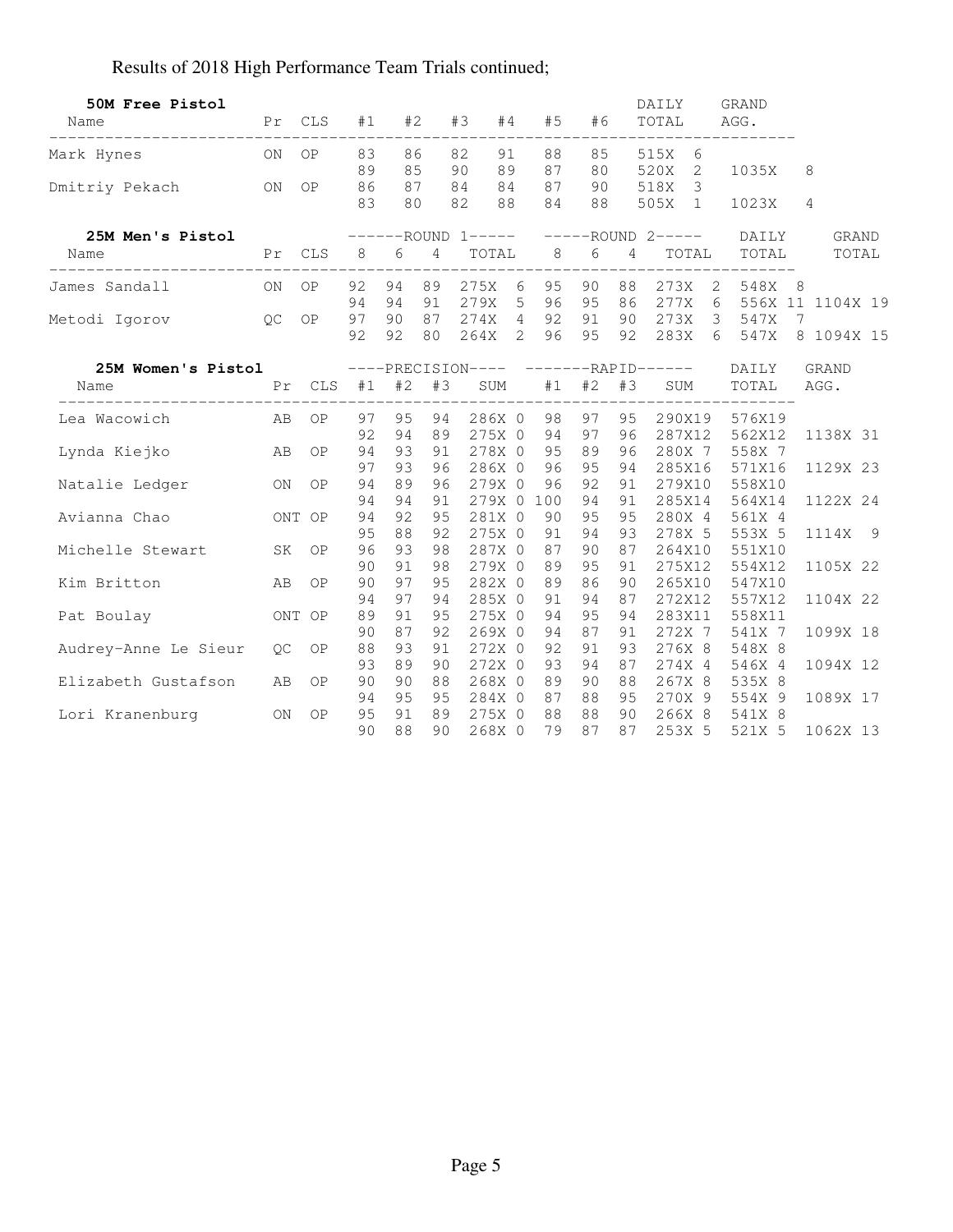Results of 2018 High Performance Team Trials continued;

**50M Free Pistol**

| Name | Pr | CLS | #1 | #2 | #3 | #4 | #5 | #6 | DAILY TOTAL | | GRAND AGG. | |
|---|---|---|---|---|---|---|---|---|---|---|---|---|
| Mark Hynes | ON | OP | 83 | 86 | 82 | 91 | 88 | 85 | 515X | 6 | | |
| | | | 89 | 85 | 90 | 89 | 87 | 80 | 520X | 2 | 1035X | 8 |
| Dmitriy Pekach | ON | OP | 86 | 87 | 84 | 84 | 87 | 90 | 518X | 3 | | |
| | | | 83 | 80 | 82 | 88 | 84 | 88 | 505X | 1 | 1023X | 4 |

**25M Men's Pistol**

| Name | Pr | CLS | ROUND 1 8 | 6 | 4 | TOTAL | | ROUND 2 8 | 6 | 4 | TOTAL | | DAILY TOTAL | | GRAND TOTAL |
|---|---|---|---|---|---|---|---|---|---|---|---|---|---|---|---|
| James Sandall | ON | OP | 92 | 94 | 89 | 275X | 6 | 95 | 90 | 88 | 273X | 2 | 548X | 8 | |
| | | | 94 | 94 | 91 | 279X | 5 | 96 | 95 | 86 | 277X | 6 | 556X | 11 | 1104X 19 |
| Metodi Igorov | QC | OP | 97 | 90 | 87 | 274X | 4 | 92 | 91 | 90 | 273X | 3 | 547X | 7 | |
| | | | 92 | 92 | 80 | 264X | 2 | 96 | 95 | 92 | 283X | 6 | 547X | 8 | 1094X 15 |

**25M Women's Pistol**

| Name | Pr | CLS | PRECISION #1 | #2 | #3 | SUM | RAPID #1 | #2 | #3 | SUM | DAILY TOTAL | GRAND AGG. |
|---|---|---|---|---|---|---|---|---|---|---|---|---|
| Lea Wacowich | AB | OP | 97 | 95 | 94 | 286X 0 | 98 | 97 | 95 | 290X19 | 576X19 | |
| | | | 92 | 94 | 89 | 275X 0 | 94 | 97 | 96 | 287X12 | 562X12 | 1138X 31 |
| Lynda Kiejko | AB | OP | 94 | 93 | 91 | 278X 0 | 95 | 89 | 96 | 280X 7 | 558X 7 | |
| | | | 97 | 93 | 96 | 286X 0 | 96 | 95 | 94 | 285X16 | 571X16 | 1129X 23 |
| Natalie Ledger | ON | OP | 94 | 89 | 96 | 279X 0 | 96 | 92 | 91 | 279X10 | 558X10 | |
| | | | 94 | 94 | 91 | 279X 0 | 100 | 94 | 91 | 285X14 | 564X14 | 1122X 24 |
| Avianna Chao | ONT | OP | 94 | 92 | 95 | 281X 0 | 90 | 95 | 95 | 280X 4 | 561X 4 | |
| | | | 95 | 88 | 92 | 275X 0 | 91 | 94 | 93 | 278X 5 | 553X 5 | 1114X 9 |
| Michelle Stewart | SK | OP | 96 | 93 | 98 | 287X 0 | 87 | 90 | 87 | 264X10 | 551X10 | |
| | | | 90 | 91 | 98 | 279X 0 | 89 | 95 | 91 | 275X12 | 554X12 | 1105X 22 |
| Kim Britton | AB | OP | 90 | 97 | 95 | 282X 0 | 89 | 86 | 90 | 265X10 | 547X10 | |
| | | | 94 | 97 | 94 | 285X 0 | 91 | 94 | 87 | 272X12 | 557X12 | 1104X 22 |
| Pat Boulay | ONT | OP | 89 | 91 | 95 | 275X 0 | 94 | 95 | 94 | 283X11 | 558X11 | |
| | | | 90 | 87 | 92 | 269X 0 | 94 | 87 | 91 | 272X 7 | 541X 7 | 1099X 18 |
| Audrey-Anne Le Sieur | QC | OP | 88 | 93 | 91 | 272X 0 | 92 | 91 | 93 | 276X 8 | 548X 8 | |
| | | | 93 | 89 | 90 | 272X 0 | 93 | 94 | 87 | 274X 4 | 546X 4 | 1094X 12 |
| Elizabeth Gustafson | AB | OP | 90 | 90 | 88 | 268X 0 | 89 | 90 | 88 | 267X 8 | 535X 8 | |
| | | | 94 | 95 | 95 | 284X 0 | 87 | 88 | 95 | 270X 9 | 554X 9 | 1089X 17 |
| Lori Kranenburg | ON | OP | 95 | 91 | 89 | 275X 0 | 88 | 88 | 90 | 266X 8 | 541X 8 | |
| | | | 90 | 88 | 90 | 268X 0 | 79 | 87 | 87 | 253X 5 | 521X 5 | 1062X 13 |